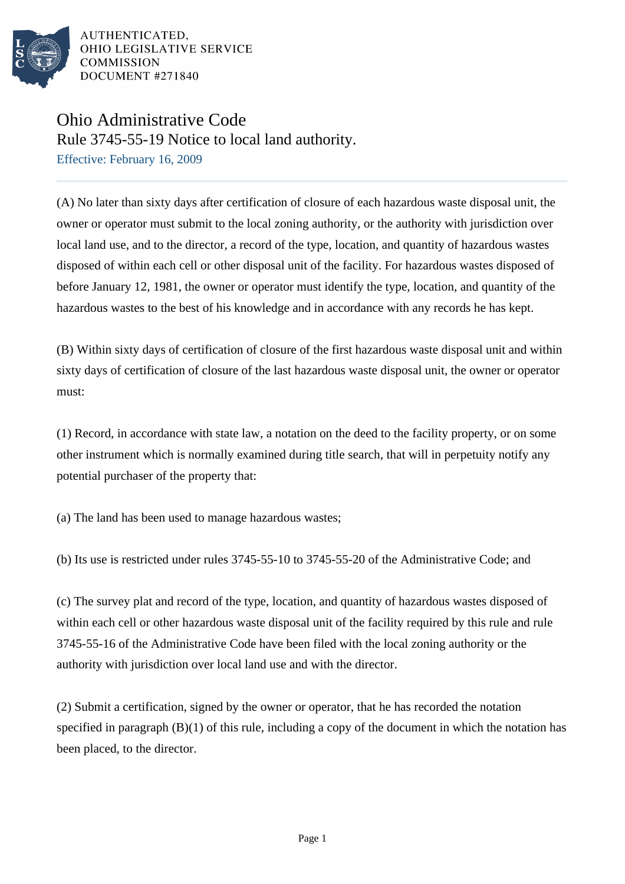AUTHENTICATED,
OHIO LEGISLATIVE SERVICE
COMMISSION
DOCUMENT #271840

# Ohio Administrative Code

## Rule 3745-55-19 Notice to local land authority.

Effective: February 16, 2009

(A) No later than sixty days after certification of closure of each hazardous waste disposal unit, the owner or operator must submit to the local zoning authority, or the authority with jurisdiction over local land use, and to the director, a record of the type, location, and quantity of hazardous wastes disposed of within each cell or other disposal unit of the facility. For hazardous wastes disposed of before January 12, 1981, the owner or operator must identify the type, location, and quantity of the hazardous wastes to the best of his knowledge and in accordance with any records he has kept.

(B) Within sixty days of certification of closure of the first hazardous waste disposal unit and within sixty days of certification of closure of the last hazardous waste disposal unit, the owner or operator must:

(1) Record, in accordance with state law, a notation on the deed to the facility property, or on some other instrument which is normally examined during title search, that will in perpetuity notify any potential purchaser of the property that:

(a) The land has been used to manage hazardous wastes;

(b) Its use is restricted under rules 3745-55-10 to 3745-55-20 of the Administrative Code; and

(c) The survey plat and record of the type, location, and quantity of hazardous wastes disposed of within each cell or other hazardous waste disposal unit of the facility required by this rule and rule 3745-55-16 of the Administrative Code have been filed with the local zoning authority or the authority with jurisdiction over local land use and with the director.

(2) Submit a certification, signed by the owner or operator, that he has recorded the notation specified in paragraph (B)(1) of this rule, including a copy of the document in which the notation has been placed, to the director.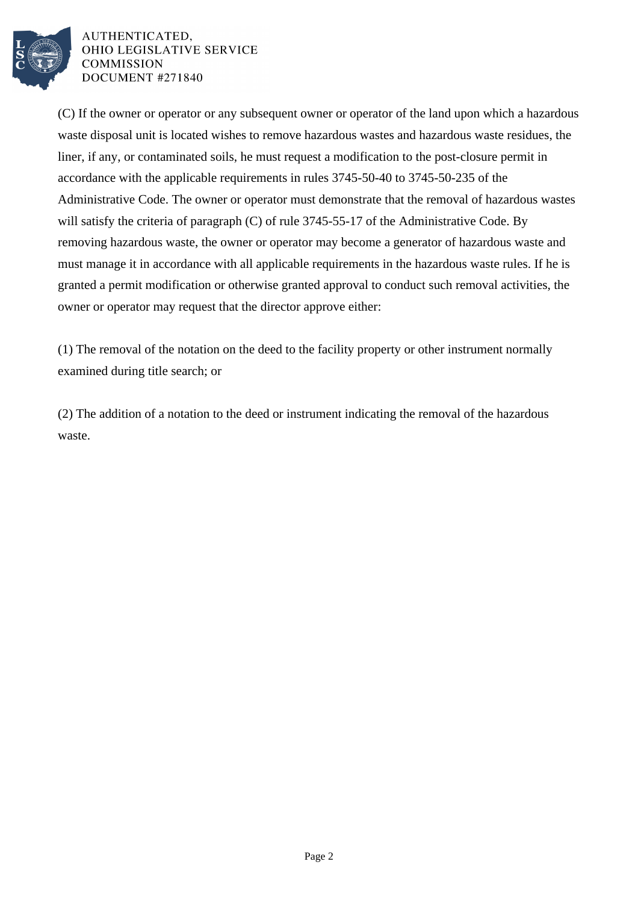(C) If the owner or operator or any subsequent owner or operator of the land upon which a hazardous waste disposal unit is located wishes to remove hazardous wastes and hazardous waste residues, the liner, if any, or contaminated soils, he must request a modification to the post-closure permit in accordance with the applicable requirements in rules 3745-50-40 to 3745-50-235 of the Administrative Code. The owner or operator must demonstrate that the removal of hazardous wastes will satisfy the criteria of paragraph (C) of rule 3745-55-17 of the Administrative Code. By removing hazardous waste, the owner or operator may become a generator of hazardous waste and must manage it in accordance with all applicable requirements in the hazardous waste rules. If he is granted a permit modification or otherwise granted approval to conduct such removal activities, the owner or operator may request that the director approve either:

(1) The removal of the notation on the deed to the facility property or other instrument normally examined during title search; or

(2) The addition of a notation to the deed or instrument indicating the removal of the hazardous waste.